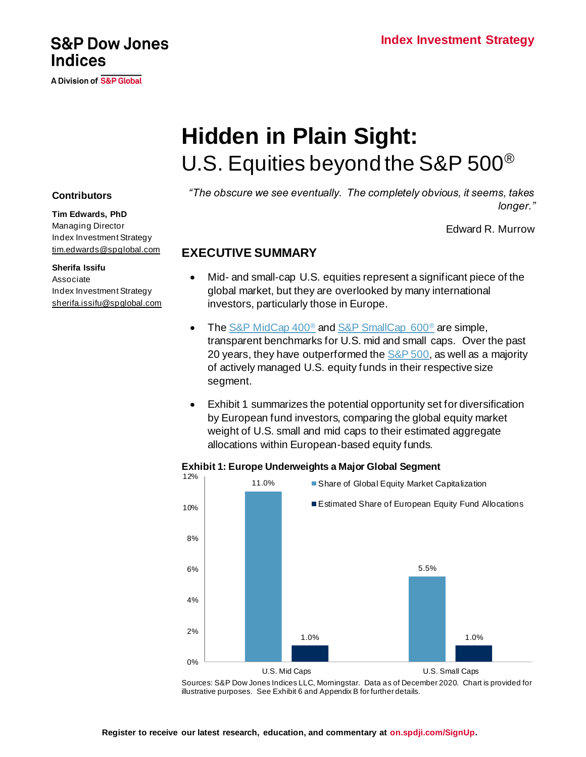S&P Dow Jones Indices

A Division of S&P Global

Index Investment Strategy

# Hidden in Plain Sight:

## U.S. Equities beyond the S&P 500®

**Contributors**

**Tim Edwards, PhD**
Managing Director
Index Investment Strategy
tim.edwards@spglobal.com

**Sherifa Issifu**
Associate
Index Investment Strategy
sherifa.issifu@spglobal.com

*"The obscure we see eventually. The completely obvious, it seems, takes longer."*

Edward R. Murrow

## EXECUTIVE SUMMARY

- Mid- and small-cap U.S. equities represent a significant piece of the global market, but they are overlooked by many international investors, particularly those in Europe.
- The S&P MidCap 400® and S&P SmallCap 600® are simple, transparent benchmarks for U.S. mid and small caps. Over the past 20 years, they have outperformed the S&P 500, as well as a majority of actively managed U.S. equity funds in their respective size segment.
- Exhibit 1 summarizes the potential opportunity set for diversification by European fund investors, comparing the global equity market weight of U.S. small and mid caps to their estimated aggregate allocations within European-based equity funds.

**Exhibit 1: Europe Underweights a Major Global Segment**

| | Share of Global Equity Market Capitalization | Estimated Share of European Equity Fund Allocations |
|---|---|---|
| U.S. Mid Caps | 11.0% | 1.0% |
| U.S. Small Caps | 5.5% | 1.0% |

Sources: S&P Dow Jones Indices LLC, Morningstar. Data as of December 2020. Chart is provided for illustrative purposes. See Exhibit 6 and Appendix B for further details.

**Register to receive our latest research, education, and commentary at on.spdji.com/SignUp.**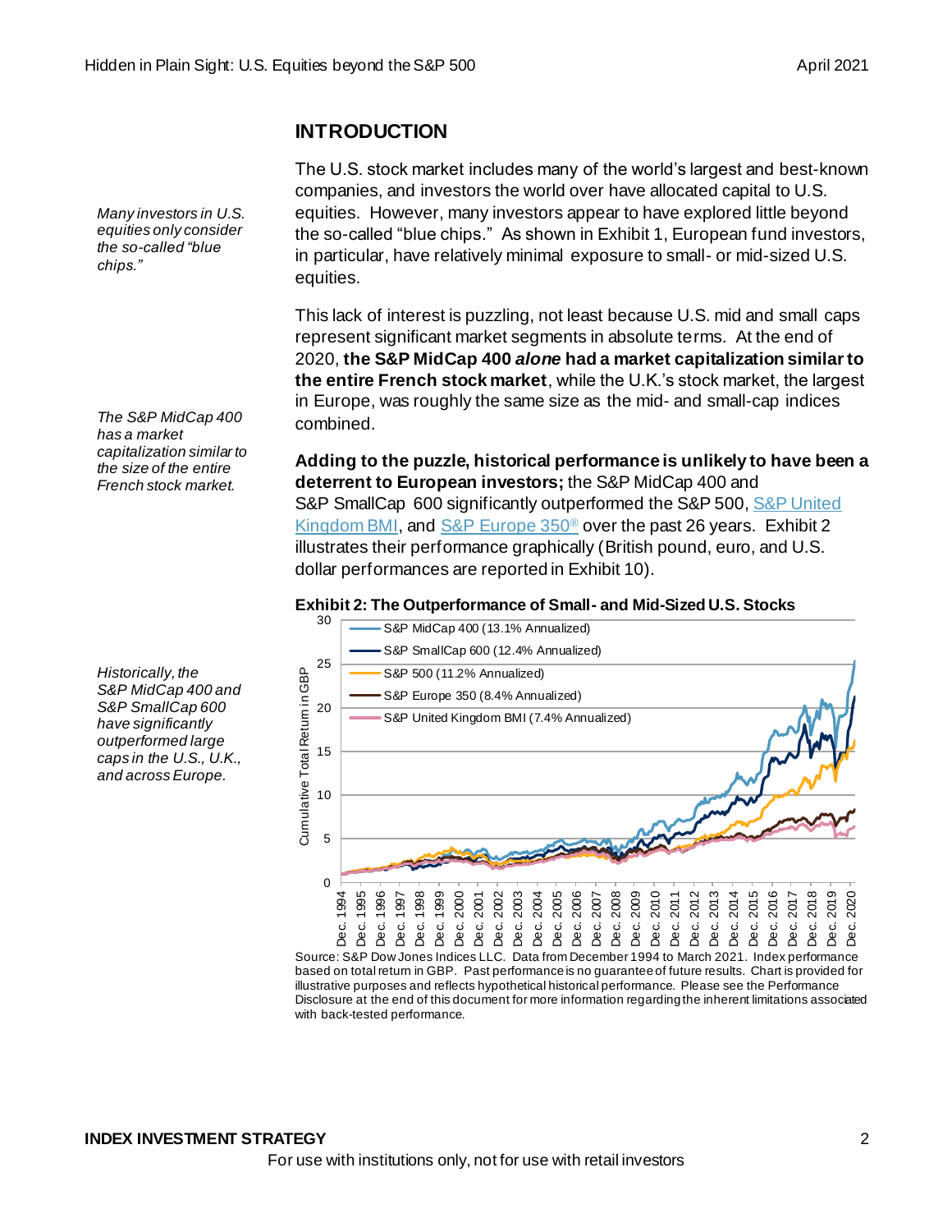## INTRODUCTION

*Many investors in U.S. equities only consider the so-called "blue chips."*

The U.S. stock market includes many of the world's largest and best-known companies, and investors the world over have allocated capital to U.S. equities. However, many investors appear to have explored little beyond the so-called "blue chips." As shown in Exhibit 1, European fund investors, in particular, have relatively minimal exposure to small- or mid-sized U.S. equities.

*The S&P MidCap 400 has a market capitalization similar to the size of the entire French stock market.*

This lack of interest is puzzling, not least because U.S. mid and small caps represent significant market segments in absolute terms. At the end of 2020, **the S&P MidCap 400 *alone* had a market capitalization similar to the entire French stock market**, while the U.K.'s stock market, the largest in Europe, was roughly the same size as the mid- and small-cap indices combined.

*Historically, the S&P MidCap 400 and S&P SmallCap 600 have significantly outperformed large caps in the U.S., U.K., and across Europe.*

**Adding to the puzzle, historical performance is unlikely to have been a deterrent to European investors;** the S&P MidCap 400 and S&P SmallCap 600 significantly outperformed the S&P 500, S&P United Kingdom BMI, and S&P Europe 350® over the past 26 years. Exhibit 2 illustrates their performance graphically (British pound, euro, and U.S. dollar performances are reported in Exhibit 10).

**Exhibit 2: The Outperformance of Small- and Mid-Sized U.S. Stocks**

Source: S&P Dow Jones Indices LLC. Data from December 1994 to March 2021. Index performance based on total return in GBP. Past performance is no guarantee of future results. Chart is provided for illustrative purposes and reflects hypothetical historical performance. Please see the Performance Disclosure at the end of this document for more information regarding the inherent limitations associated with back-tested performance.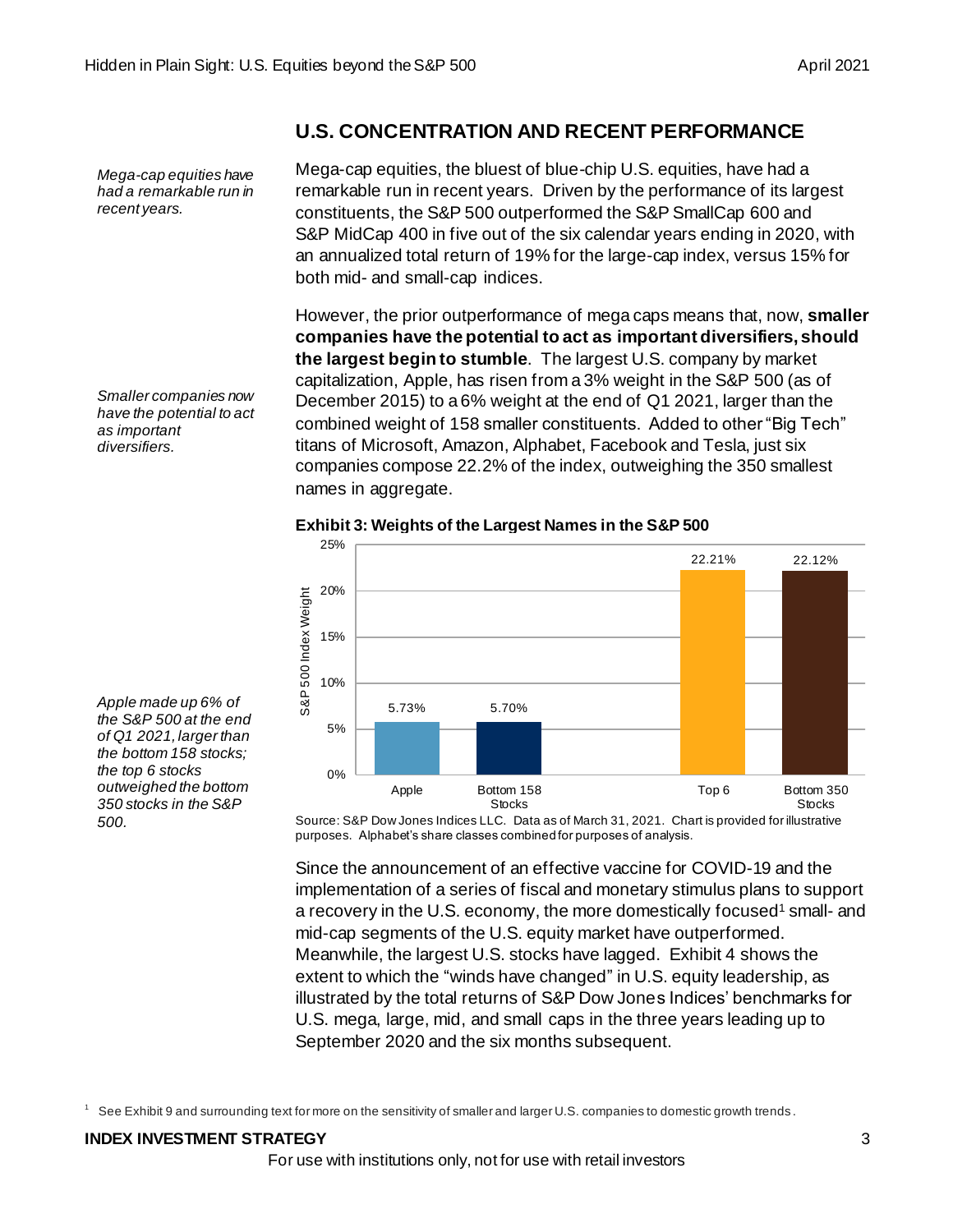## U.S. CONCENTRATION AND RECENT PERFORMANCE

*Mega-cap equities have had a remarkable run in recent years.*

Mega-cap equities, the bluest of blue-chip U.S. equities, have had a remarkable run in recent years. Driven by the performance of its largest constituents, the S&P 500 outperformed the S&P SmallCap 600 and S&P MidCap 400 in five out of the six calendar years ending in 2020, with an annualized total return of 19% for the large-cap index, versus 15% for both mid- and small-cap indices.

*Smaller companies now have the potential to act as important diversifiers.*

However, the prior outperformance of mega caps means that, now, **smaller companies have the potential to act as important diversifiers, should the largest begin to stumble**. The largest U.S. company by market capitalization, Apple, has risen from a 3% weight in the S&P 500 (as of December 2015) to a 6% weight at the end of Q1 2021, larger than the combined weight of 158 smaller constituents. Added to other "Big Tech" titans of Microsoft, Amazon, Alphabet, Facebook and Tesla, just six companies compose 22.2% of the index, outweighing the 350 smallest names in aggregate.

*Apple made up 6% of the S&P 500 at the end of Q1 2021, larger than the bottom 158 stocks; the top 6 stocks outweighed the bottom 350 stocks in the S&P 500.*

**Exhibit 3: Weights of the Largest Names in the S&P 500**

| | S&P 500 Index Weight |
|---|---|
| Apple | 5.73% |
| Bottom 158 Stocks | 5.70% |
| Top 6 | 22.21% |
| Bottom 350 Stocks | 22.12% |

Source: S&P Dow Jones Indices LLC. Data as of March 31, 2021. Chart is provided for illustrative purposes. Alphabet's share classes combined for purposes of analysis.

Since the announcement of an effective vaccine for COVID-19 and the implementation of a series of fiscal and monetary stimulus plans to support a recovery in the U.S. economy, the more domestically focused[1] small- and mid-cap segments of the U.S. equity market have outperformed. Meanwhile, the largest U.S. stocks have lagged. Exhibit 4 shows the extent to which the "winds have changed" in U.S. equity leadership, as illustrated by the total returns of S&P Dow Jones Indices' benchmarks for U.S. mega, large, mid, and small caps in the three years leading up to September 2020 and the six months subsequent.

[1] See Exhibit 9 and surrounding text for more on the sensitivity of smaller and larger U.S. companies to domestic growth trends.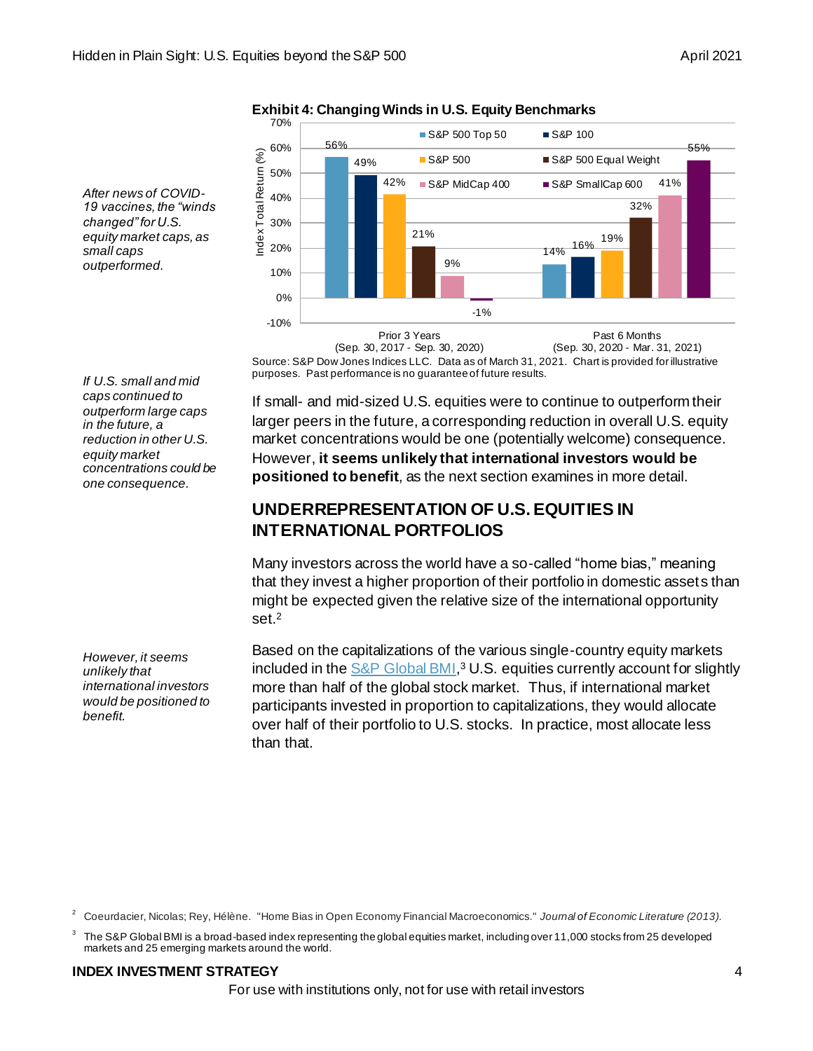*After news of COVID-19 vaccines, the "winds changed" for U.S. equity market caps, as small caps outperformed.*

**Exhibit 4: Changing Winds in U.S. Equity Benchmarks**

| Index Total Return (%) | Prior 3 Years (Sep. 30, 2017 - Sep. 30, 2020) | Past 6 Months (Sep. 30, 2020 - Mar. 31, 2021) |
|---|---|---|
| S&P 500 Top 50 | 56% | 14% |
| S&P 100 | 49% | 16% |
| S&P 500 | 42% | 19% |
| S&P 500 Equal Weight | 21% | 32% |
| S&P MidCap 400 | 9% | 41% |
| S&P SmallCap 600 | -1% | 55% |

Source: S&P Dow Jones Indices LLC. Data as of March 31, 2021. Chart is provided for illustrative purposes. Past performance is no guarantee of future results.

*If U.S. small and mid caps continued to outperform large caps in the future, a reduction in other U.S. equity market concentrations could be one consequence.*

If small- and mid-sized U.S. equities were to continue to outperform their larger peers in the future, a corresponding reduction in overall U.S. equity market concentrations would be one (potentially welcome) consequence. However, **it seems unlikely that international investors would be positioned to benefit**, as the next section examines in more detail.

## UNDERREPRESENTATION OF U.S. EQUITIES IN INTERNATIONAL PORTFOLIOS

Many investors across the world have a so-called "home bias," meaning that they invest a higher proportion of their portfolio in domestic assets than might be expected given the relative size of the international opportunity set.[2]

*However, it seems unlikely that international investors would be positioned to benefit.*

Based on the capitalizations of the various single-country equity markets included in the S&P Global BMI,[3] U.S. equities currently account for slightly more than half of the global stock market. Thus, if international market participants invested in proportion to capitalizations, they would allocate over half of their portfolio to U.S. stocks. In practice, most allocate less than that.

[2] Coeurdacier, Nicolas; Rey, Hélène. "Home Bias in Open Economy Financial Macroeconomics." *Journal of Economic Literature (2013).*

[3] The S&P Global BMI is a broad-based index representing the global equities market, including over 11,000 stocks from 25 developed markets and 25 emerging markets around the world.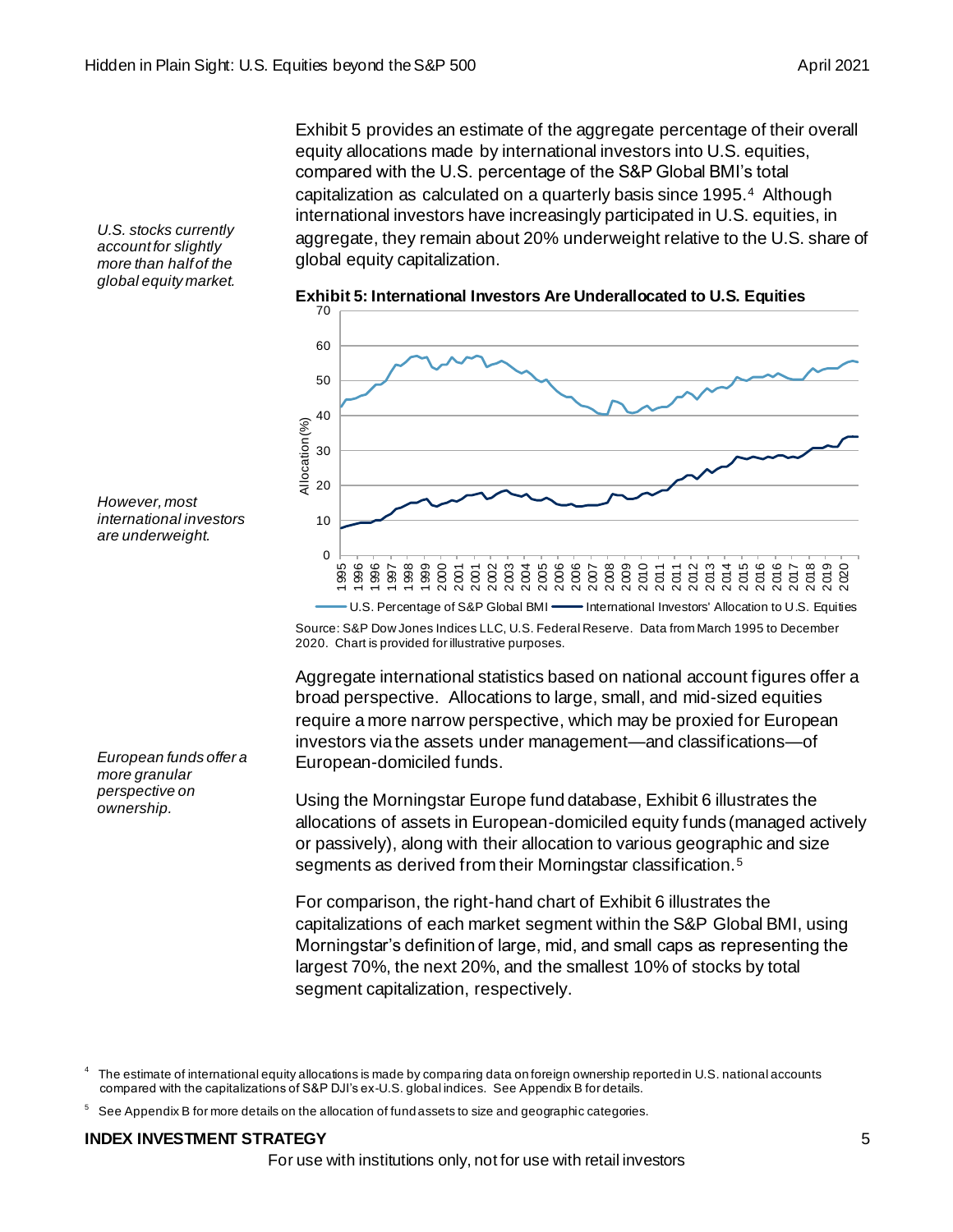*U.S. stocks currently account for slightly more than half of the global equity market.*

Exhibit 5 provides an estimate of the aggregate percentage of their overall equity allocations made by international investors into U.S. equities, compared with the U.S. percentage of the S&P Global BMI's total capitalization as calculated on a quarterly basis since 1995.[4] Although international investors have increasingly participated in U.S. equities, in aggregate, they remain about 20% underweight relative to the U.S. share of global equity capitalization.

*However, most international investors are underweight.*

**Exhibit 5: International Investors Are Underallocated to U.S. Equities**

Source: S&P Dow Jones Indices LLC, U.S. Federal Reserve. Data from March 1995 to December 2020. Chart is provided for illustrative purposes.

*European funds offer a more granular perspective on ownership.*

Aggregate international statistics based on national account figures offer a broad perspective. Allocations to large, small, and mid-sized equities require a more narrow perspective, which may be proxied for European investors via the assets under management—and classifications—of European-domiciled funds.

Using the Morningstar Europe fund database, Exhibit 6 illustrates the allocations of assets in European-domiciled equity funds (managed actively or passively), along with their allocation to various geographic and size segments as derived from their Morningstar classification.[5]

For comparison, the right-hand chart of Exhibit 6 illustrates the capitalizations of each market segment within the S&P Global BMI, using Morningstar's definition of large, mid, and small caps as representing the largest 70%, the next 20%, and the smallest 10% of stocks by total segment capitalization, respectively.

[4] The estimate of international equity allocations is made by comparing data on foreign ownership reported in U.S. national accounts compared with the capitalizations of S&P DJI's ex-U.S. global indices. See Appendix B for details.

[5] See Appendix B for more details on the allocation of fund assets to size and geographic categories.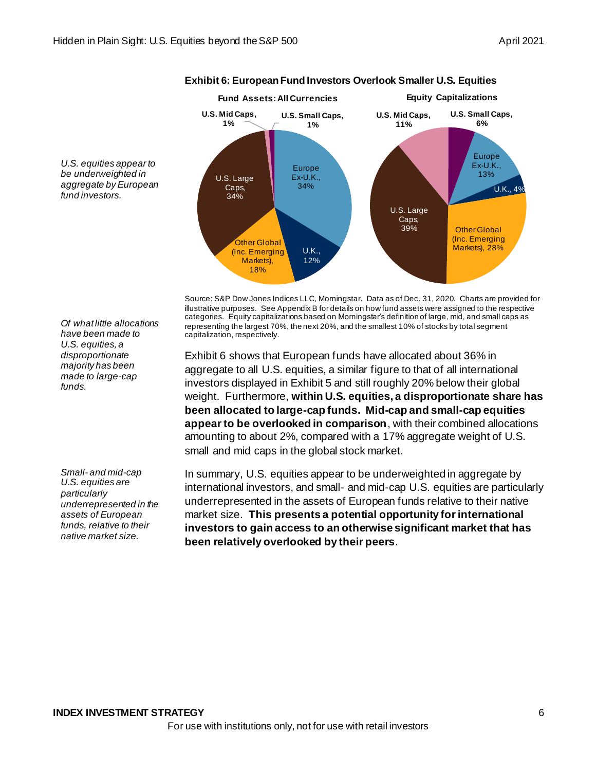*U.S. equities appear to be underweighted in aggregate by European fund investors.*

**Exhibit 6: European Fund Investors Overlook Smaller U.S. Equities**

**Fund Assets: All Currencies**

| Category | Share |
|---|---|
| U.S. Mid Caps | 1% |
| U.S. Small Caps | 1% |
| Europe Ex-U.K. | 34% |
| U.K. | 12% |
| Other Global (Inc. Emerging Markets) | 18% |
| U.S. Large Caps | 34% |

**Equity Capitalizations**

| Category | Share |
|---|---|
| U.S. Mid Caps | 11% |
| U.S. Small Caps | 6% |
| Europe Ex-U.K. | 13% |
| U.K. | 4% |
| Other Global (Inc. Emerging Markets) | 28% |
| U.S. Large Caps | 39% |

Source: S&P Dow Jones Indices LLC, Morningstar. Data as of Dec. 31, 2020. Charts are provided for illustrative purposes. See Appendix B for details on how fund assets were assigned to the respective categories. Equity capitalizations based on Morningstar's definition of large, mid, and small caps as representing the largest 70%, the next 20%, and the smallest 10% of stocks by total segment capitalization, respectively.

*Of what little allocations have been made to U.S. equities, a disproportionate majority has been made to large-cap funds.*

Exhibit 6 shows that European funds have allocated about 36% in aggregate to all U.S. equities, a similar figure to that of all international investors displayed in Exhibit 5 and still roughly 20% below their global weight. Furthermore, **within U.S. equities, a disproportionate share has been allocated to large-cap funds. Mid-cap and small-cap equities appear to be overlooked in comparison**, with their combined allocations amounting to about 2%, compared with a 17% aggregate weight of U.S. small and mid caps in the global stock market.

*Small- and mid-cap U.S. equities are particularly underrepresented in the assets of European funds, relative to their native market size.*

In summary, U.S. equities appear to be underweighted in aggregate by international investors, and small- and mid-cap U.S. equities are particularly underrepresented in the assets of European funds relative to their native market size. **This presents a potential opportunity for international investors to gain access to an otherwise significant market that has been relatively overlooked by their peers**.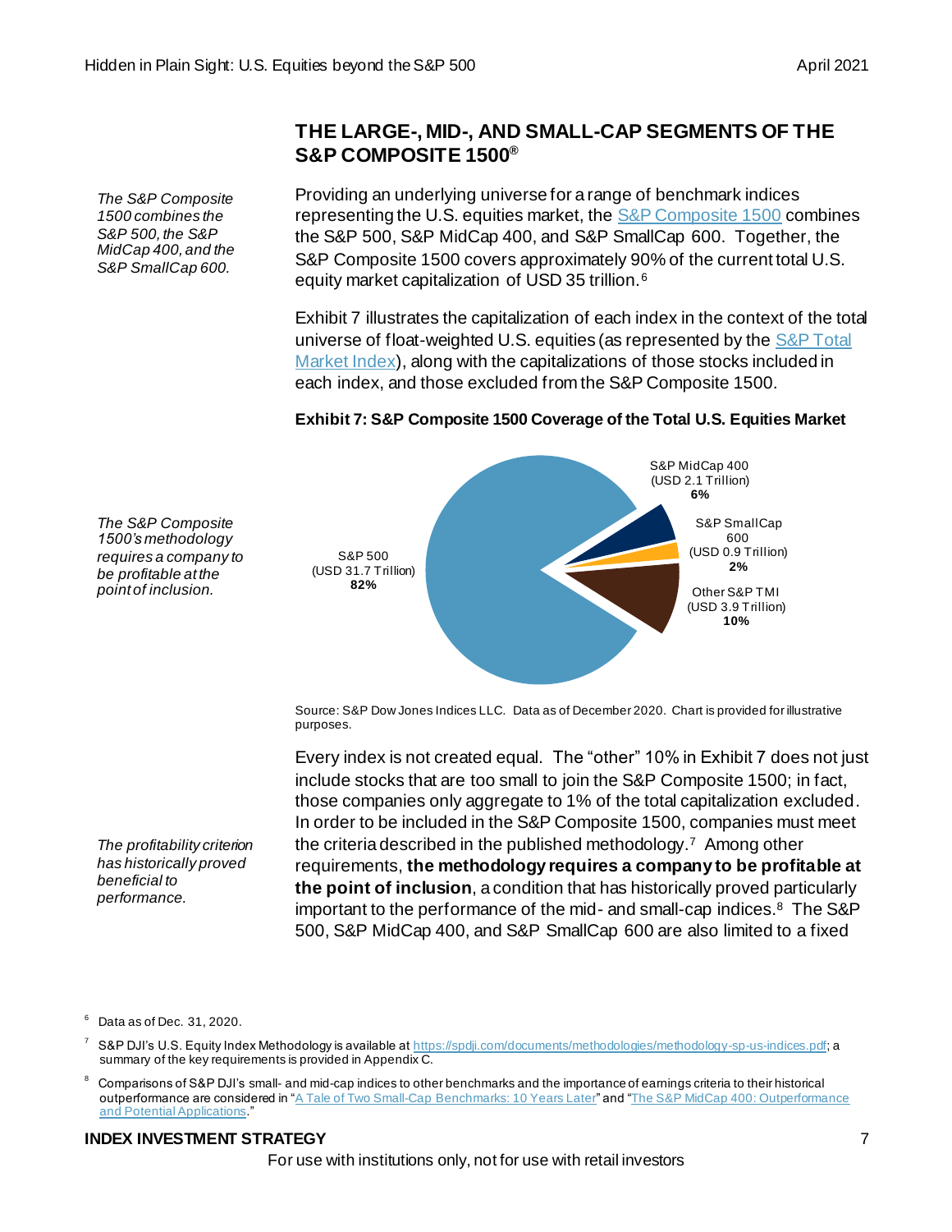## THE LARGE-, MID-, AND SMALL-CAP SEGMENTS OF THE S&P COMPOSITE 1500®

*The S&P Composite 1500 combines the S&P 500, the S&P MidCap 400, and the S&P SmallCap 600.*

Providing an underlying universe for a range of benchmark indices representing the U.S. equities market, the S&P Composite 1500 combines the S&P 500, S&P MidCap 400, and S&P SmallCap 600. Together, the S&P Composite 1500 covers approximately 90% of the current total U.S. equity market capitalization of USD 35 trillion.[6]

Exhibit 7 illustrates the capitalization of each index in the context of the total universe of float-weighted U.S. equities (as represented by the S&P Total Market Index), along with the capitalizations of those stocks included in each index, and those excluded from the S&P Composite 1500.

**Exhibit 7: S&P Composite 1500 Coverage of the Total U.S. Equities Market**

| Segment | Capitalization | Share |
|---|---|---|
| S&P 500 | USD 31.7 Trillion | 82% |
| S&P MidCap 400 | USD 2.1 Trillion | 6% |
| S&P SmallCap 600 | USD 0.9 Trillion | 2% |
| Other S&P TMI | USD 3.9 Trillion | 10% |

Source: S&P Dow Jones Indices LLC. Data as of December 2020. Chart is provided for illustrative purposes.

*The S&P Composite 1500's methodology requires a company to be profitable at the point of inclusion.*

*The profitability criterion has historically proved beneficial to performance.*

Every index is not created equal. The "other" 10% in Exhibit 7 does not just include stocks that are too small to join the S&P Composite 1500; in fact, those companies only aggregate to 1% of the total capitalization excluded. In order to be included in the S&P Composite 1500, companies must meet the criteria described in the published methodology.[7] Among other requirements, **the methodology requires a company to be profitable at the point of inclusion**, a condition that has historically proved particularly important to the performance of the mid- and small-cap indices.[8] The S&P 500, S&P MidCap 400, and S&P SmallCap 600 are also limited to a fixed

---

[6] Data as of Dec. 31, 2020.

[7] S&P DJI's U.S. Equity Index Methodology is available at https://spdji.com/documents/methodologies/methodology-sp-us-indices.pdf; a summary of the key requirements is provided in Appendix C.

[8] Comparisons of S&P DJI's small- and mid-cap indices to other benchmarks and the importance of earnings criteria to their historical outperformance are considered in "A Tale of Two Small-Cap Benchmarks: 10 Years Later" and "The S&P MidCap 400: Outperformance and Potential Applications."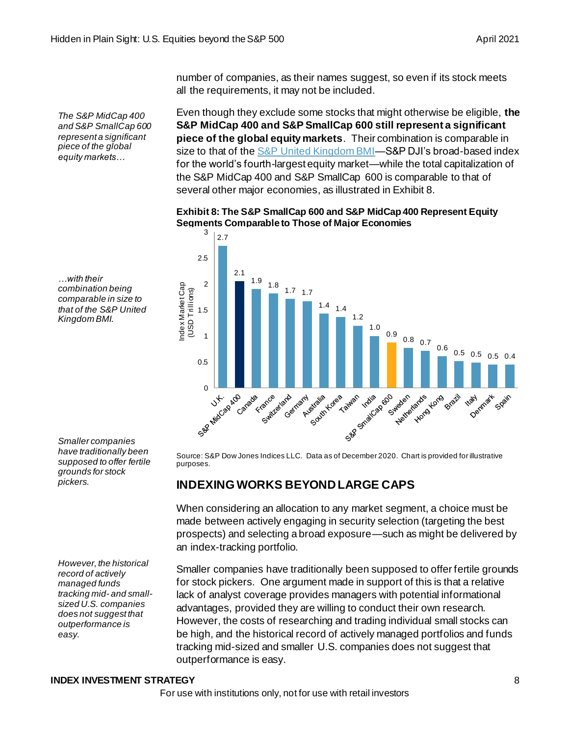number of companies, as their names suggest, so even if its stock meets all the requirements, it may not be included.

*The S&P MidCap 400 and S&P SmallCap 600 represent a significant piece of the global equity markets…*

Even though they exclude some stocks that might otherwise be eligible, **the S&P MidCap 400 and S&P SmallCap 600 still represent a significant piece of the global equity markets**. Their combination is comparable in size to that of the S&P United Kingdom BMI—S&P DJI's broad-based index for the world's fourth-largest equity market—while the total capitalization of the S&P MidCap 400 and S&P SmallCap 600 is comparable to that of several other major economies, as illustrated in Exhibit 8.

*…with their combination being comparable in size to that of the S&P United Kingdom BMI.*

**Exhibit 8: The S&P SmallCap 600 and S&P MidCap 400 Represent Equity Segments Comparable to Those of Major Economies**

| | Index Market Cap (USD Trillions) |
|---|---|
| U.K. | 2.7 |
| S&P MidCap 400 | 2.1 |
| Canada | 1.9 |
| France | 1.8 |
| Switzerland | 1.7 |
| Germany | 1.7 |
| Australia | 1.4 |
| South Korea | 1.4 |
| Taiwan | 1.2 |
| India | 1.0 |
| S&P SmallCap 600 | 0.9 |
| Sweden | 0.8 |
| Netherlands | 0.7 |
| Hong Kong | 0.6 |
| Brazil | 0.5 |
| Italy | 0.5 |
| Denmark | 0.5 |
| Spain | 0.4 |

Source: S&P Dow Jones Indices LLC. Data as of December 2020. Chart is provided for illustrative purposes.

## INDEXING WORKS BEYOND LARGE CAPS

When considering an allocation to any market segment, a choice must be made between actively engaging in security selection (targeting the best prospects) and selecting a broad exposure—such as might be delivered by an index-tracking portfolio.

*Smaller companies have traditionally been supposed to offer fertile grounds for stock pickers.*

Smaller companies have traditionally been supposed to offer fertile grounds for stock pickers. One argument made in support of this is that a relative lack of analyst coverage provides managers with potential informational advantages, provided they are willing to conduct their own research. However, the costs of researching and trading individual small stocks can be high, and the historical record of actively managed portfolios and funds tracking mid-sized and smaller U.S. companies does not suggest that outperformance is easy.

*However, the historical record of actively managed funds tracking mid- and small-sized U.S. companies does not suggest that outperformance is easy.*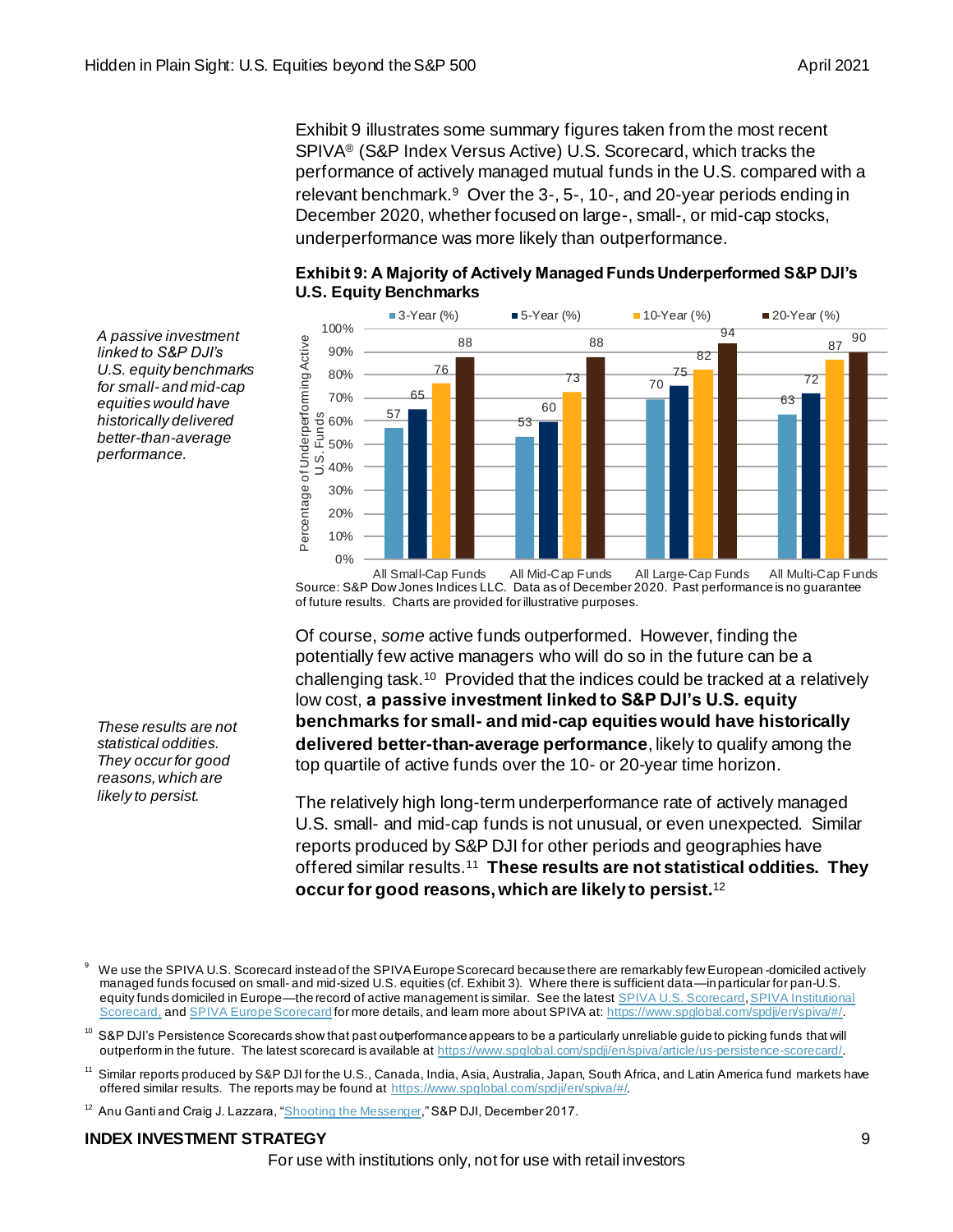Exhibit 9 illustrates some summary figures taken from the most recent SPIVA® (S&P Index Versus Active) U.S. Scorecard, which tracks the performance of actively managed mutual funds in the U.S. compared with a relevant benchmark.[9] Over the 3-, 5-, 10-, and 20-year periods ending in December 2020, whether focused on large-, small-, or mid-cap stocks, underperformance was more likely than outperformance.

*A passive investment linked to S&P DJI's U.S. equity benchmarks for small- and mid-cap equities would have historically delivered better-than-average performance.*

**Exhibit 9: A Majority of Actively Managed Funds Underperformed S&P DJI's U.S. Equity Benchmarks**

Percentage of Underperforming Active U.S. Funds

| | 3-Year (%) | 5-Year (%) | 10-Year (%) | 20-Year (%) |
|---|---|---|---|---|
| All Small-Cap Funds | 57 | 65 | 76 | 88 |
| All Mid-Cap Funds | 53 | 60 | 73 | 88 |
| All Large-Cap Funds | 70 | 75 | 82 | 94 |
| All Multi-Cap Funds | 63 | 72 | 87 | 90 |

Source: S&P Dow Jones Indices LLC. Data as of December 2020. Past performance is no guarantee of future results. Charts are provided for illustrative purposes.

Of course, *some* active funds outperformed. However, finding the potentially few active managers who will do so in the future can be a challenging task.[10] Provided that the indices could be tracked at a relatively low cost, **a passive investment linked to S&P DJI's U.S. equity benchmarks for small- and mid-cap equities would have historically delivered better-than-average performance**, likely to qualify among the top quartile of active funds over the 10- or 20-year time horizon.

*These results are not statistical oddities. They occur for good reasons, which are likely to persist.*

The relatively high long-term underperformance rate of actively managed U.S. small- and mid-cap funds is not unusual, or even unexpected. Similar reports produced by S&P DJI for other periods and geographies have offered similar results.[11] **These results are not statistical oddities. They occur for good reasons, which are likely to persist.**[12]

---

[9] We use the SPIVA U.S. Scorecard instead of the SPIVA Europe Scorecard because there are remarkably few European-domiciled actively managed funds focused on small- and mid-sized U.S. equities (cf. Exhibit 3). Where there is sufficient data—in particular for pan-U.S. equity funds domiciled in Europe—the record of active management is similar. See the latest SPIVA U.S. Scorecard, SPIVA Institutional Scorecard, and SPIVA Europe Scorecard for more details, and learn more about SPIVA at: https://www.spglobal.com/spdji/en/spiva/#/.

[10] S&P DJI's Persistence Scorecards show that past outperformance appears to be a particularly unreliable guide to picking funds that will outperform in the future. The latest scorecard is available at https://www.spglobal.com/spdji/en/spiva/article/us-persistence-scorecard/.

[11] Similar reports produced by S&P DJI for the U.S., Canada, India, Asia, Australia, Japan, South Africa, and Latin America fund markets have offered similar results. The reports may be found at https://www.spglobal.com/spdji/en/spiva/#/.

[12] Anu Ganti and Craig J. Lazzara, "Shooting the Messenger," S&P DJI, December 2017.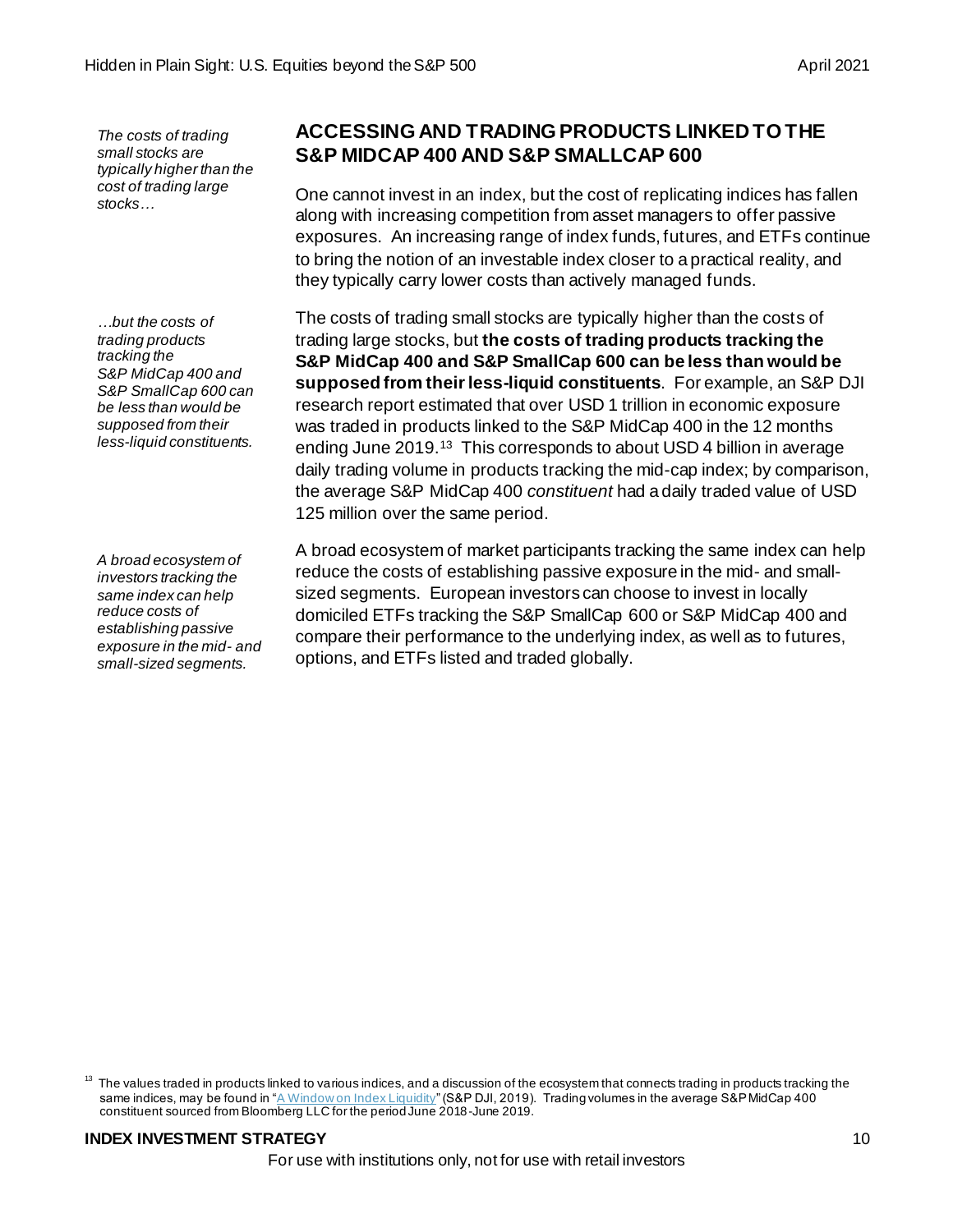*The costs of trading small stocks are typically higher than the cost of trading large stocks…*

## ACCESSING AND TRADING PRODUCTS LINKED TO THE S&P MIDCAP 400 AND S&P SMALLCAP 600

One cannot invest in an index, but the cost of replicating indices has fallen along with increasing competition from asset managers to offer passive exposures. An increasing range of index funds, futures, and ETFs continue to bring the notion of an investable index closer to a practical reality, and they typically carry lower costs than actively managed funds.

*…but the costs of trading products tracking the S&P MidCap 400 and S&P SmallCap 600 can be less than would be supposed from their less-liquid constituents.*

The costs of trading small stocks are typically higher than the costs of trading large stocks, but **the costs of trading products tracking the S&P MidCap 400 and S&P SmallCap 600 can be less than would be supposed from their less-liquid constituents**. For example, an S&P DJI research report estimated that over USD 1 trillion in economic exposure was traded in products linked to the S&P MidCap 400 in the 12 months ending June 2019.[13] This corresponds to about USD 4 billion in average daily trading volume in products tracking the mid-cap index; by comparison, the average S&P MidCap 400 *constituent* had a daily traded value of USD 125 million over the same period.

*A broad ecosystem of investors tracking the same index can help reduce costs of establishing passive exposure in the mid- and small-sized segments.*

A broad ecosystem of market participants tracking the same index can help reduce the costs of establishing passive exposure in the mid- and small-sized segments. European investors can choose to invest in locally domiciled ETFs tracking the S&P SmallCap 600 or S&P MidCap 400 and compare their performance to the underlying index, as well as to futures, options, and ETFs listed and traded globally.

[13] The values traded in products linked to various indices, and a discussion of the ecosystem that connects trading in products tracking the same indices, may be found in "A Window on Index Liquidity" (S&P DJI, 2019). Trading volumes in the average S&P MidCap 400 constituent sourced from Bloomberg LLC for the period June 2018-June 2019.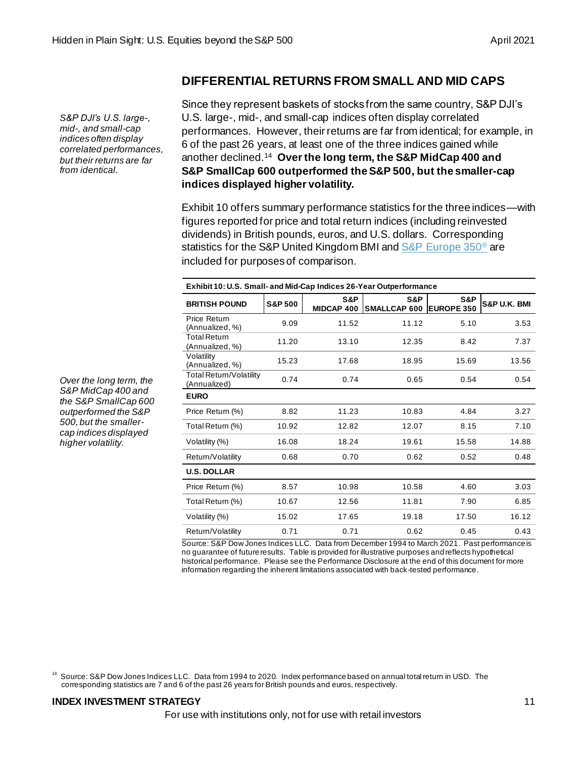## DIFFERENTIAL RETURNS FROM SMALL AND MID CAPS

*S&P DJI's U.S. large-, mid-, and small-cap indices often display correlated performances, but their returns are far from identical.*

Since they represent baskets of stocks from the same country, S&P DJI's U.S. large-, mid-, and small-cap indices often display correlated performances. However, their returns are far from identical; for example, in 6 of the past 26 years, at least one of the three indices gained while another declined.[14] **Over the long term, the S&P MidCap 400 and S&P SmallCap 600 outperformed the S&P 500, but the smaller-cap indices displayed higher volatility.**

Exhibit 10 offers summary performance statistics for the three indices—with figures reported for price and total return indices (including reinvested dividends) in British pounds, euros, and U.S. dollars. Corresponding statistics for the S&P United Kingdom BMI and S&P Europe 350® are included for purposes of comparison.

*Over the long term, the S&P MidCap 400 and the S&P SmallCap 600 outperformed the S&P 500, but the smaller-cap indices displayed higher volatility.*

**Exhibit 10: U.S. Small- and Mid-Cap Indices 26-Year Outperformance**

| BRITISH POUND | S&P 500 | S&P MIDCAP 400 | S&P SMALLCAP 600 | S&P EUROPE 350 | S&P U.K. BMI |
|---|---|---|---|---|---|
| Price Return (Annualized, %) | 9.09 | 11.52 | 11.12 | 5.10 | 3.53 |
| Total Return (Annualized, %) | 11.20 | 13.10 | 12.35 | 8.42 | 7.37 |
| Volatility (Annualized, %) | 15.23 | 17.68 | 18.95 | 15.69 | 13.56 |
| Total Return/Volatility (Annualized) | 0.74 | 0.74 | 0.65 | 0.54 | 0.54 |
| **EURO** | | | | | |
| Price Return (%) | 8.82 | 11.23 | 10.83 | 4.84 | 3.27 |
| Total Return (%) | 10.92 | 12.82 | 12.07 | 8.15 | 7.10 |
| Volatility (%) | 16.08 | 18.24 | 19.61 | 15.58 | 14.88 |
| Return/Volatility | 0.68 | 0.70 | 0.62 | 0.52 | 0.48 |
| **U.S. DOLLAR** | | | | | |
| Price Return (%) | 8.57 | 10.98 | 10.58 | 4.60 | 3.03 |
| Total Return (%) | 10.67 | 12.56 | 11.81 | 7.90 | 6.85 |
| Volatility (%) | 15.02 | 17.65 | 19.18 | 17.50 | 16.12 |
| Return/Volatility | 0.71 | 0.71 | 0.62 | 0.45 | 0.43 |

Source: S&P Dow Jones Indices LLC. Data from December 1994 to March 2021. Past performance is no guarantee of future results. Table is provided for illustrative purposes and reflects hypothetical historical performance. Please see the Performance Disclosure at the end of this document for more information regarding the inherent limitations associated with back-tested performance.

[14] Source: S&P Dow Jones Indices LLC. Data from 1994 to 2020. Index performance based on annual total return in USD. The corresponding statistics are 7 and 6 of the past 26 years for British pounds and euros, respectively.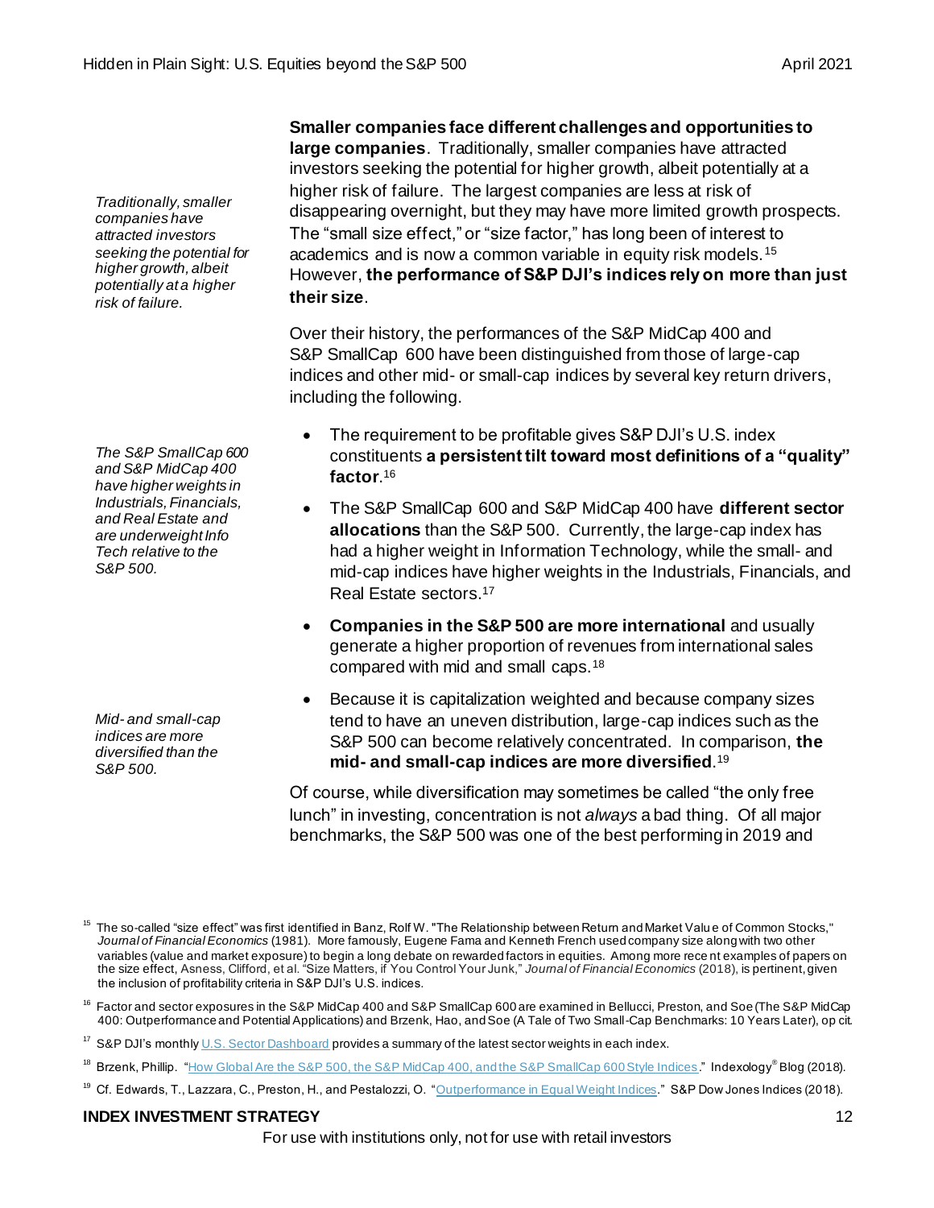*Traditionally, smaller companies have attracted investors seeking the potential for higher growth, albeit potentially at a higher risk of failure.*

**Smaller companies face different challenges and opportunities to large companies**. Traditionally, smaller companies have attracted investors seeking the potential for higher growth, albeit potentially at a higher risk of failure. The largest companies are less at risk of disappearing overnight, but they may have more limited growth prospects. The "small size effect," or "size factor," has long been of interest to academics and is now a common variable in equity risk models.[15] However, **the performance of S&P DJI's indices rely on more than just their size**.

Over their history, the performances of the S&P MidCap 400 and S&P SmallCap 600 have been distinguished from those of large-cap indices and other mid- or small-cap indices by several key return drivers, including the following.

*The S&P SmallCap 600 and S&P MidCap 400 have higher weights in Industrials, Financials, and Real Estate and are underweight Info Tech relative to the S&P 500.*

- The requirement to be profitable gives S&P DJI's U.S. index constituents **a persistent tilt toward most definitions of a "quality" factor**.[16]
- The S&P SmallCap 600 and S&P MidCap 400 have **different sector allocations** than the S&P 500. Currently, the large-cap index has had a higher weight in Information Technology, while the small- and mid-cap indices have higher weights in the Industrials, Financials, and Real Estate sectors.[17]
- **Companies in the S&P 500 are more international** and usually generate a higher proportion of revenues from international sales compared with mid and small caps.[18]
- Because it is capitalization weighted and because company sizes tend to have an uneven distribution, large-cap indices such as the S&P 500 can become relatively concentrated. In comparison, **the mid- and small-cap indices are more diversified**.[19]

*Mid- and small-cap indices are more diversified than the S&P 500.*

Of course, while diversification may sometimes be called "the only free lunch" in investing, concentration is not *always* a bad thing. Of all major benchmarks, the S&P 500 was one of the best performing in 2019 and

---

[15] The so-called "size effect" was first identified in Banz, Rolf W. "The Relationship between Return and Market Value of Common Stocks," *Journal of Financial Economics* (1981). More famously, Eugene Fama and Kenneth French used company size along with two other variables (value and market exposure) to begin a long debate on rewarded factors in equities. Among more recent examples of papers on the size effect, Asness, Clifford, et al. "Size Matters, if You Control Your Junk," *Journal of Financial Economics* (2018), is pertinent, given the inclusion of profitability criteria in S&P DJI's U.S. indices.

[16] Factor and sector exposures in the S&P MidCap 400 and S&P SmallCap 600 are examined in Bellucci, Preston, and Soe (The S&P MidCap 400: Outperformance and Potential Applications) and Brzenk, Hao, and Soe (A Tale of Two Small-Cap Benchmarks: 10 Years Later), op cit.

[17] S&P DJI's monthly U.S. Sector Dashboard provides a summary of the latest sector weights in each index.

[18] Brzenk, Phillip. "How Global Are the S&P 500, the S&P MidCap 400, and the S&P SmallCap 600 Style Indices." Indexology® Blog (2018).

[19] Cf. Edwards, T., Lazzara, C., Preston, H., and Pestalozzi, O. "Outperformance in Equal Weight Indices." S&P Dow Jones Indices (2018).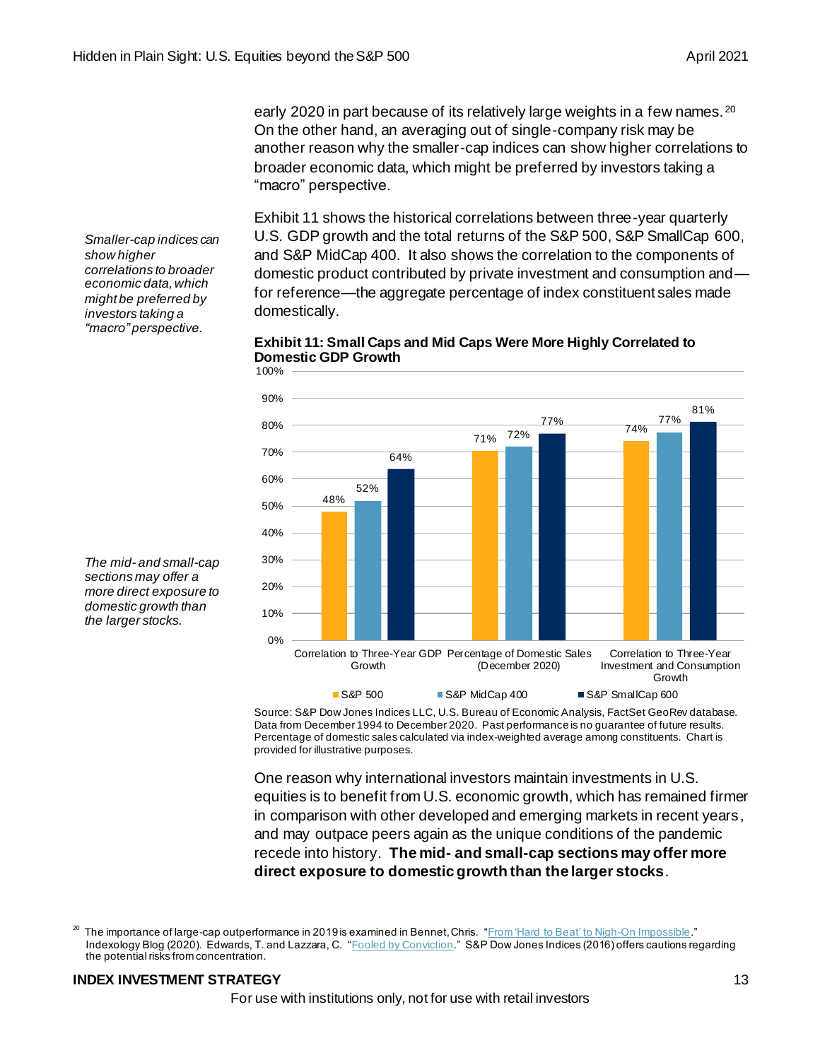early 2020 in part because of its relatively large weights in a few names.[20] On the other hand, an averaging out of single-company risk may be another reason why the smaller-cap indices can show higher correlations to broader economic data, which might be preferred by investors taking a "macro" perspective.

*Smaller-cap indices can show higher correlations to broader economic data, which might be preferred by investors taking a "macro" perspective.*

Exhibit 11 shows the historical correlations between three-year quarterly U.S. GDP growth and the total returns of the S&P 500, S&P SmallCap 600, and S&P MidCap 400. It also shows the correlation to the components of domestic product contributed by private investment and consumption and—for reference—the aggregate percentage of index constituent sales made domestically.

**Exhibit 11: Small Caps and Mid Caps Were More Highly Correlated to Domestic GDP Growth**

| | S&P 500 | S&P MidCap 400 | S&P SmallCap 600 |
|---|---|---|---|
| Correlation to Three-Year GDP Growth | 48% | 52% | 64% |
| Percentage of Domestic Sales (December 2020) | 71% | 72% | 77% |
| Correlation to Three-Year Investment and Consumption Growth | 74% | 77% | 81% |

Source: S&P Dow Jones Indices LLC, U.S. Bureau of Economic Analysis, FactSet GeoRev database. Data from December 1994 to December 2020. Past performance is no guarantee of future results. Percentage of domestic sales calculated via index-weighted average among constituents. Chart is provided for illustrative purposes.

*The mid- and small-cap sections may offer a more direct exposure to domestic growth than the larger stocks.*

One reason why international investors maintain investments in U.S. equities is to benefit from U.S. economic growth, which has remained firmer in comparison with other developed and emerging markets in recent years, and may outpace peers again as the unique conditions of the pandemic recede into history. **The mid- and small-cap sections may offer more direct exposure to domestic growth than the larger stocks**.

[20] The importance of large-cap outperformance in 2019 is examined in Bennet, Chris. "From 'Hard to Beat' to Nigh-On Impossible." Indexology Blog (2020). Edwards, T. and Lazzara, C. "Fooled by Conviction." S&P Dow Jones Indices (2016) offers cautions regarding the potential risks from concentration.

**INDEX INVESTMENT STRATEGY**

For use with institutions only, not for use with retail investors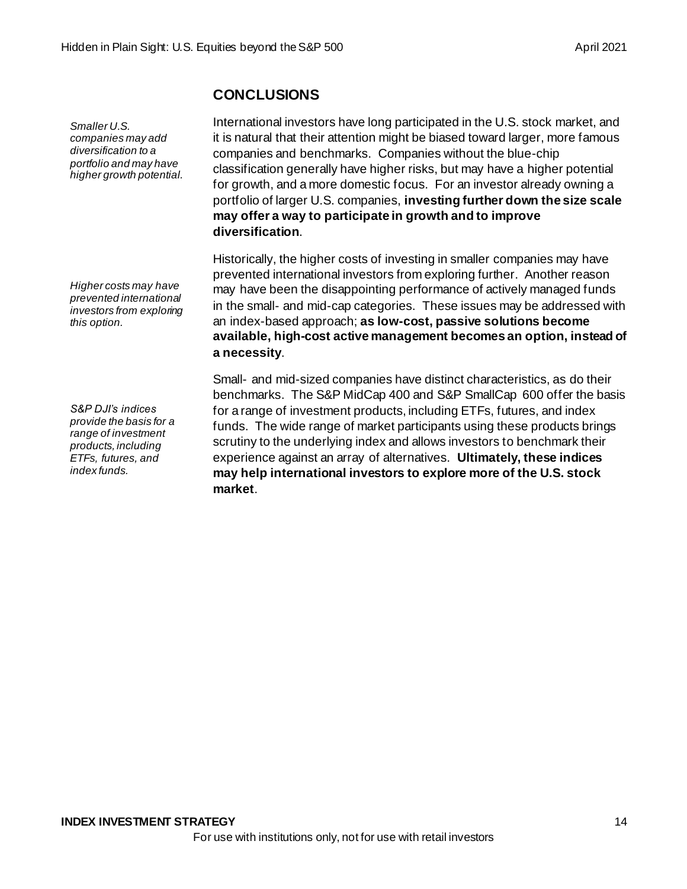## CONCLUSIONS

*Smaller U.S. companies may add diversification to a portfolio and may have higher growth potential.*

International investors have long participated in the U.S. stock market, and it is natural that their attention might be biased toward larger, more famous companies and benchmarks. Companies without the blue-chip classification generally have higher risks, but may have a higher potential for growth, and a more domestic focus. For an investor already owning a portfolio of larger U.S. companies, **investing further down the size scale may offer a way to participate in growth and to improve diversification**.

*Higher costs may have prevented international investors from exploring this option.*

Historically, the higher costs of investing in smaller companies may have prevented international investors from exploring further. Another reason may have been the disappointing performance of actively managed funds in the small- and mid-cap categories. These issues may be addressed with an index-based approach; **as low-cost, passive solutions become available, high-cost active management becomes an option, instead of a necessity**.

*S&P DJI's indices provide the basis for a range of investment products, including ETFs, futures, and index funds.*

Small- and mid-sized companies have distinct characteristics, as do their benchmarks. The S&P MidCap 400 and S&P SmallCap 600 offer the basis for a range of investment products, including ETFs, futures, and index funds. The wide range of market participants using these products brings scrutiny to the underlying index and allows investors to benchmark their experience against an array of alternatives. **Ultimately, these indices may help international investors to explore more of the U.S. stock market**.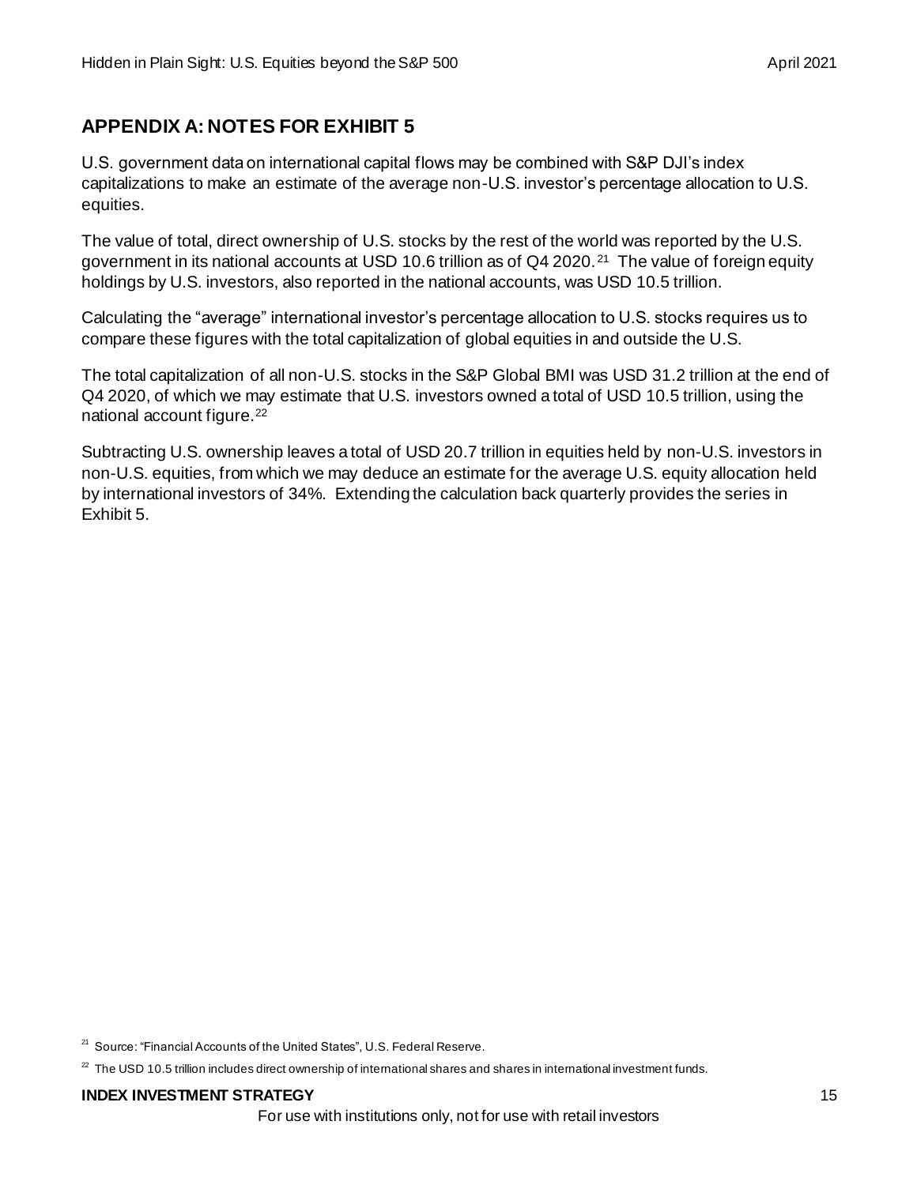## APPENDIX A: NOTES FOR EXHIBIT 5

U.S. government data on international capital flows may be combined with S&P DJI's index capitalizations to make an estimate of the average non-U.S. investor's percentage allocation to U.S. equities.

The value of total, direct ownership of U.S. stocks by the rest of the world was reported by the U.S. government in its national accounts at USD 10.6 trillion as of Q4 2020.[21] The value of foreign equity holdings by U.S. investors, also reported in the national accounts, was USD 10.5 trillion.

Calculating the "average" international investor's percentage allocation to U.S. stocks requires us to compare these figures with the total capitalization of global equities in and outside the U.S.

The total capitalization of all non-U.S. stocks in the S&P Global BMI was USD 31.2 trillion at the end of Q4 2020, of which we may estimate that U.S. investors owned a total of USD 10.5 trillion, using the national account figure.[22]

Subtracting U.S. ownership leaves a total of USD 20.7 trillion in equities held by non-U.S. investors in non-U.S. equities, from which we may deduce an estimate for the average U.S. equity allocation held by international investors of 34%. Extending the calculation back quarterly provides the series in Exhibit 5.

[21] Source: "Financial Accounts of the United States", U.S. Federal Reserve.

[22] The USD 10.5 trillion includes direct ownership of international shares and shares in international investment funds.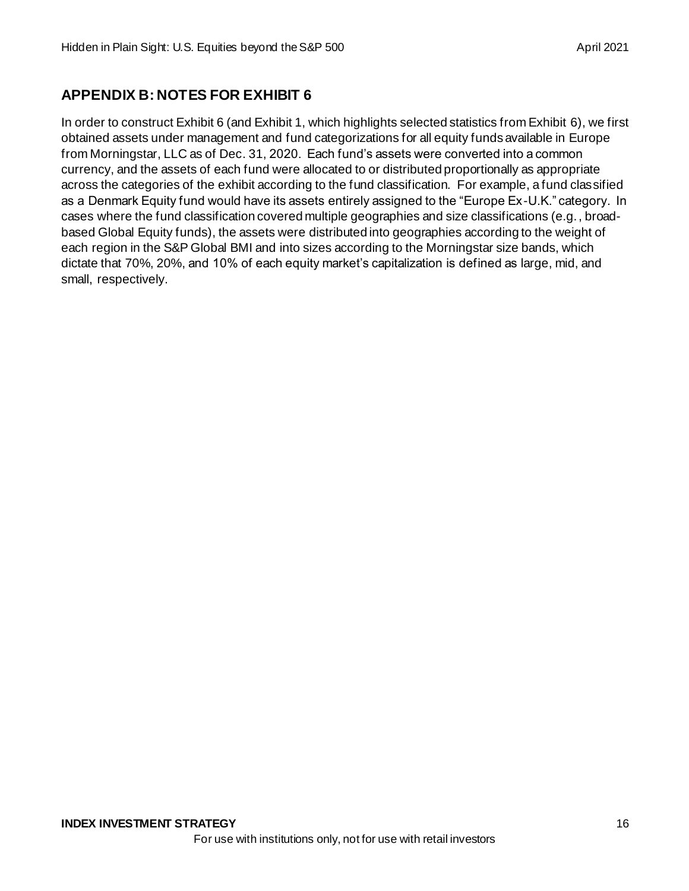## APPENDIX B: NOTES FOR EXHIBIT 6

In order to construct Exhibit 6 (and Exhibit 1, which highlights selected statistics from Exhibit 6), we first obtained assets under management and fund categorizations for all equity funds available in Europe from Morningstar, LLC as of Dec. 31, 2020. Each fund's assets were converted into a common currency, and the assets of each fund were allocated to or distributed proportionally as appropriate across the categories of the exhibit according to the fund classification. For example, a fund classified as a Denmark Equity fund would have its assets entirely assigned to the "Europe Ex-U.K." category. In cases where the fund classification covered multiple geographies and size classifications (e.g., broad-based Global Equity funds), the assets were distributed into geographies according to the weight of each region in the S&P Global BMI and into sizes according to the Morningstar size bands, which dictate that 70%, 20%, and 10% of each equity market's capitalization is defined as large, mid, and small, respectively.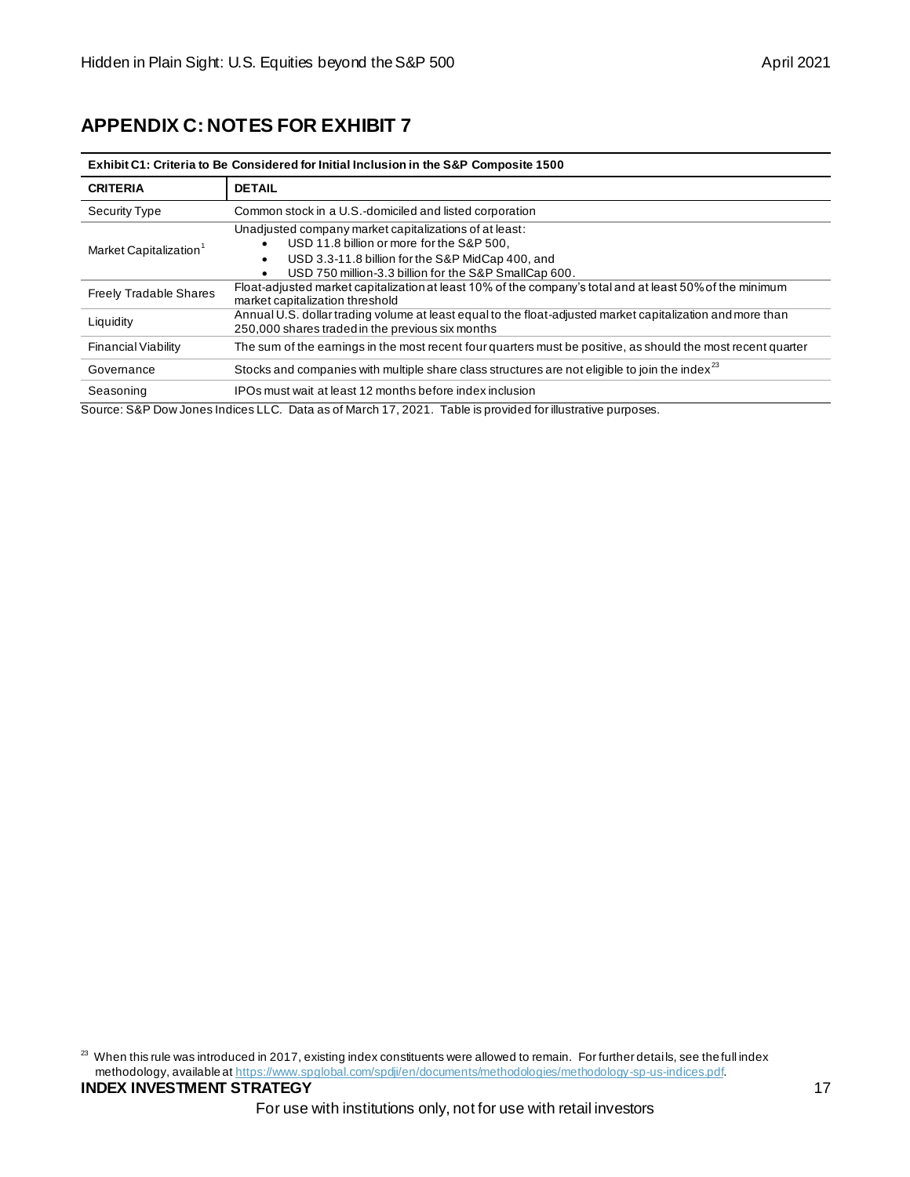## APPENDIX C: NOTES FOR EXHIBIT 7

**Exhibit C1: Criteria to Be Considered for Initial Inclusion in the S&P Composite 1500**

| CRITERIA | DETAIL |
|---|---|
| Security Type | Common stock in a U.S.-domiciled and listed corporation |
| Market Capitalization[1] | Unadjusted company market capitalizations of at least:<br>• USD 11.8 billion or more for the S&P 500,<br>• USD 3.3-11.8 billion for the S&P MidCap 400, and<br>• USD 750 million-3.3 billion for the S&P SmallCap 600. |
| Freely Tradable Shares | Float-adjusted market capitalization at least 10% of the company's total and at least 50% of the minimum market capitalization threshold |
| Liquidity | Annual U.S. dollar trading volume at least equal to the float-adjusted market capitalization and more than 250,000 shares traded in the previous six months |
| Financial Viability | The sum of the earnings in the most recent four quarters must be positive, as should the most recent quarter |
| Governance | Stocks and companies with multiple share class structures are not eligible to join the index[23] |
| Seasoning | IPOs must wait at least 12 months before index inclusion |

Source: S&P Dow Jones Indices LLC. Data as of March 17, 2021. Table is provided for illustrative purposes.

[23] When this rule was introduced in 2017, existing index constituents were allowed to remain. For further details, see the full index methodology, available at https://www.spglobal.com/spdji/en/documents/methodologies/methodology-sp-us-indices.pdf.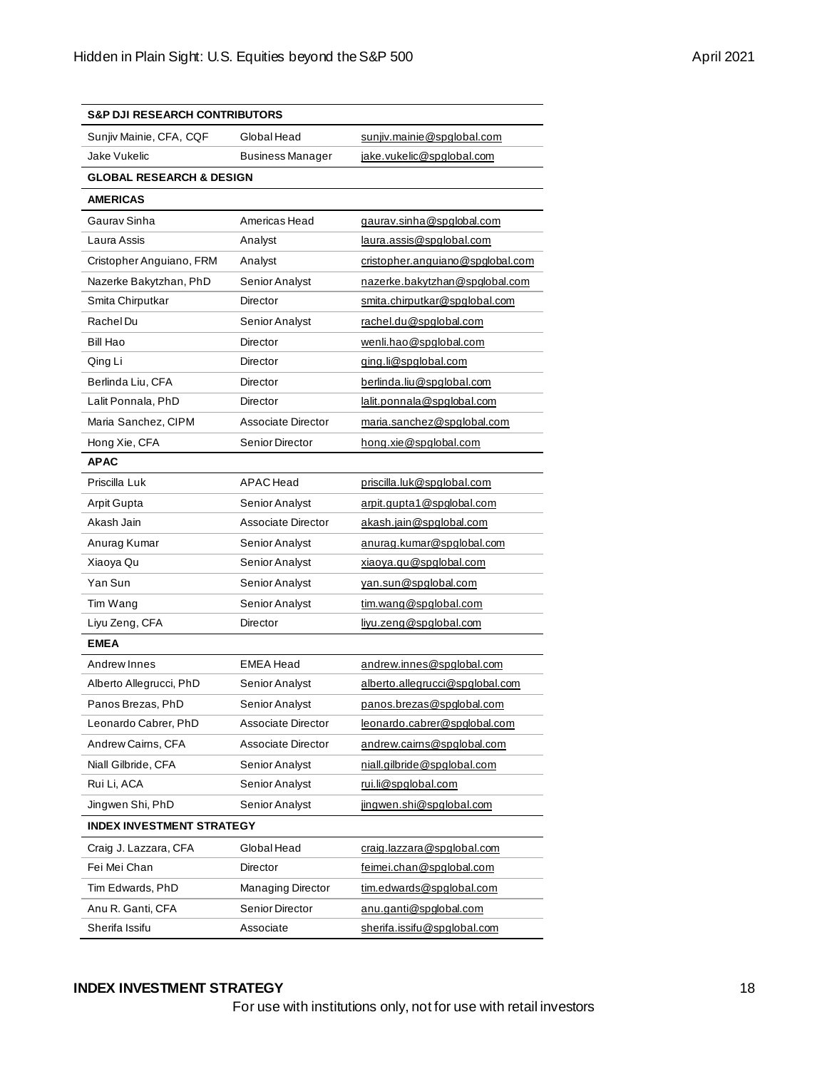| S&P DJI RESEARCH CONTRIBUTORS | | |
|---|---|---|
| Sunjiv Mainie, CFA, CQF | Global Head | sunjiv.mainie@spglobal.com |
| Jake Vukelic | Business Manager | jake.vukelic@spglobal.com |
| **GLOBAL RESEARCH & DESIGN** | | |
| **AMERICAS** | | |
| Gaurav Sinha | Americas Head | gaurav.sinha@spglobal.com |
| Laura Assis | Analyst | laura.assis@spglobal.com |
| Cristopher Anguiano, FRM | Analyst | cristopher.anguiano@spglobal.com |
| Nazerke Bakytzhan, PhD | Senior Analyst | nazerke.bakytzhan@spglobal.com |
| Smita Chirputkar | Director | smita.chirputkar@spglobal.com |
| Rachel Du | Senior Analyst | rachel.du@spglobal.com |
| Bill Hao | Director | wenli.hao@spglobal.com |
| Qing Li | Director | qing.li@spglobal.com |
| Berlinda Liu, CFA | Director | berlinda.liu@spglobal.com |
| Lalit Ponnala, PhD | Director | lalit.ponnala@spglobal.com |
| Maria Sanchez, CIPM | Associate Director | maria.sanchez@spglobal.com |
| Hong Xie, CFA | Senior Director | hong.xie@spglobal.com |
| **APAC** | | |
| Priscilla Luk | APAC Head | priscilla.luk@spglobal.com |
| Arpit Gupta | Senior Analyst | arpit.gupta1@spglobal.com |
| Akash Jain | Associate Director | akash.jain@spglobal.com |
| Anurag Kumar | Senior Analyst | anurag.kumar@spglobal.com |
| Xiaoya Qu | Senior Analyst | xiaoya.qu@spglobal.com |
| Yan Sun | Senior Analyst | yan.sun@spglobal.com |
| Tim Wang | Senior Analyst | tim.wang@spglobal.com |
| Liyu Zeng, CFA | Director | liyu.zeng@spglobal.com |
| **EMEA** | | |
| Andrew Innes | EMEA Head | andrew.innes@spglobal.com |
| Alberto Allegrucci, PhD | Senior Analyst | alberto.allegrucci@spglobal.com |
| Panos Brezas, PhD | Senior Analyst | panos.brezas@spglobal.com |
| Leonardo Cabrer, PhD | Associate Director | leonardo.cabrer@spglobal.com |
| Andrew Cairns, CFA | Associate Director | andrew.cairns@spglobal.com |
| Niall Gilbride, CFA | Senior Analyst | niall.gilbride@spglobal.com |
| Rui Li, ACA | Senior Analyst | rui.li@spglobal.com |
| Jingwen Shi, PhD | Senior Analyst | jingwen.shi@spglobal.com |
| **INDEX INVESTMENT STRATEGY** | | |
| Craig J. Lazzara, CFA | Global Head | craig.lazzara@spglobal.com |
| Fei Mei Chan | Director | feimei.chan@spglobal.com |
| Tim Edwards, PhD | Managing Director | tim.edwards@spglobal.com |
| Anu R. Ganti, CFA | Senior Director | anu.ganti@spglobal.com |
| Sherifa Issifu | Associate | sherifa.issifu@spglobal.com |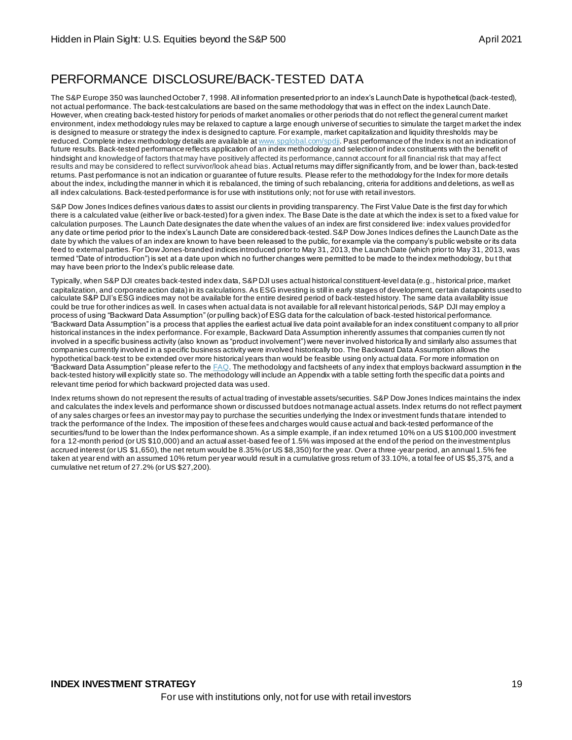## PERFORMANCE DISCLOSURE/BACK-TESTED DATA

The S&P Europe 350 was launched October 7, 1998. All information presented prior to an index's Launch Date is hypothetical (back-tested), not actual performance. The back-test calculations are based on the same methodology that was in effect on the index Launch Date. However, when creating back-tested history for periods of market anomalies or other periods that do not reflect the general current market environment, index methodology rules may be relaxed to capture a large enough universe of securities to simulate the target market the index is designed to measure or strategy the index is designed to capture. For example, market capitalization and liquidity thresholds may be reduced. Complete index methodology details are available at www.spglobal.com/spdji. Past performance of the Index is not an indication of future results. Back-tested performance reflects application of an index methodology and selection of index constituents with the benefit of hindsight and knowledge of factors that may have positively affected its performance, cannot account for all financial risk that may affect results and may be considered to reflect survivor/look ahead bias. Actual returns may differ significantly from, and be lower than, back-tested returns. Past performance is not an indication or guarantee of future results. Please refer to the methodology for the Index for more details about the index, including the manner in which it is rebalanced, the timing of such rebalancing, criteria for additions and deletions, as well as all index calculations. Back-tested performance is for use with institutions only; not for use with retail investors.

S&P Dow Jones Indices defines various dates to assist our clients in providing transparency. The First Value Date is the first day for which there is a calculated value (either live or back-tested) for a given index. The Base Date is the date at which the index is set to a fixed value for calculation purposes. The Launch Date designates the date when the values of an index are first considered live: index values provided for any date or time period prior to the index's Launch Date are considered back-tested. S&P Dow Jones Indices defines the Launch Date as the date by which the values of an index are known to have been released to the public, for example via the company's public website or its data feed to external parties. For Dow Jones-branded indices introduced prior to May 31, 2013, the Launch Date (which prior to May 31, 2013, was termed "Date of introduction") is set at a date upon which no further changes were permitted to be made to the index methodology, but that may have been prior to the Index's public release date.

Typically, when S&P DJI creates back-tested index data, S&P DJI uses actual historical constituent-level data (e.g., historical price, market capitalization, and corporate action data) in its calculations. As ESG investing is still in early stages of development, certain datapoints used to calculate S&P DJI's ESG indices may not be available for the entire desired period of back-tested history. The same data availability issue could be true for other indices as well. In cases when actual data is not available for all relevant historical periods, S&P DJI may employ a process of using "Backward Data Assumption" (or pulling back) of ESG data for the calculation of back-tested historical performance. "Backward Data Assumption" is a process that applies the earliest actual live data point available for an index constituent company to all prior historical instances in the index performance. For example, Backward Data Assumption inherently assumes that companies currently not involved in a specific business activity (also known as "product involvement") were never involved historically and similarly also assumes that companies currently involved in a specific business activity were involved historically too. The Backward Data Assumption allows the hypothetical back-test to be extended over more historical years than would be feasible using only actual data. For more information on "Backward Data Assumption" please refer to the FAQ. The methodology and factsheets of any index that employs backward assumption in the back-tested history will explicitly state so. The methodology will include an Appendix with a table setting forth the specific data points and relevant time period for which backward projected data was used.

Index returns shown do not represent the results of actual trading of investable assets/securities. S&P Dow Jones Indices maintains the index and calculates the index levels and performance shown or discussed but does not manage actual assets. Index returns do not reflect payment of any sales charges or fees an investor may pay to purchase the securities underlying the Index or investment funds that are intended to track the performance of the Index. The imposition of these fees and charges would cause actual and back-tested performance of the securities/fund to be lower than the Index performance shown. As a simple example, if an index returned 10% on a US $100,000 investment for a 12-month period (or US $10,000) and an actual asset-based fee of 1.5% was imposed at the end of the period on the investment plus accrued interest (or US $1,650), the net return would be 8.35% (or US $8,350) for the year. Over a three-year period, an annual 1.5% fee taken at year end with an assumed 10% return per year would result in a cumulative gross return of 33.10%, a total fee of US $5,375, and a cumulative net return of 27.2% (or US $27,200).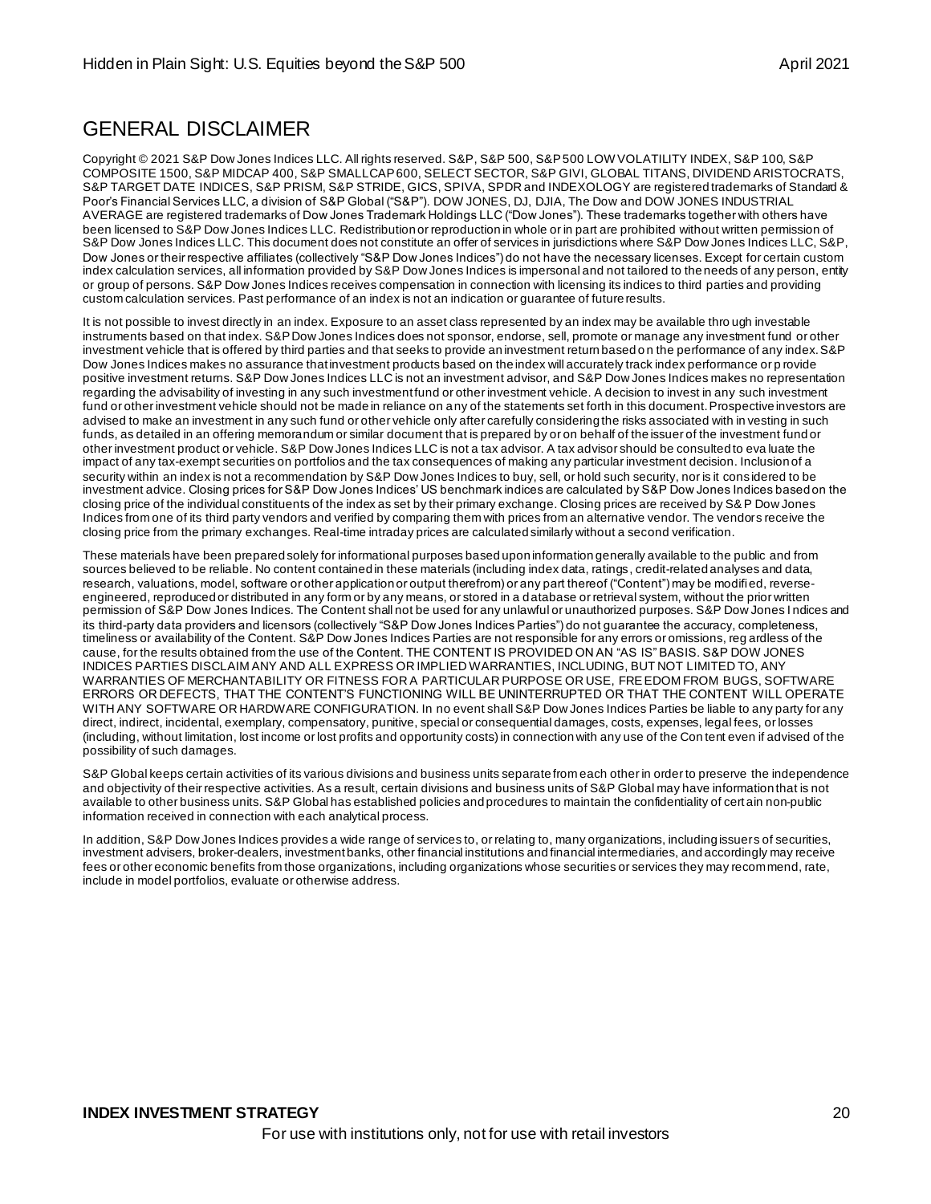# GENERAL DISCLAIMER

Copyright © 2021 S&P Dow Jones Indices LLC. All rights reserved. S&P, S&P 500, S&P 500 LOW VOLATILITY INDEX, S&P 100, S&P COMPOSITE 1500, S&P MIDCAP 400, S&P SMALLCAP 600, SELECT SECTOR, S&P GIVI, GLOBAL TITANS, DIVIDEND ARISTOCRATS, S&P TARGET DATE INDICES, S&P PRISM, S&P STRIDE, GICS, SPIVA, SPDR and INDEXOLOGY are registered trademarks of Standard & Poor's Financial Services LLC, a division of S&P Global ("S&P"). DOW JONES, DJ, DJIA, The Dow and DOW JONES INDUSTRIAL AVERAGE are registered trademarks of Dow Jones Trademark Holdings LLC ("Dow Jones"). These trademarks together with others have been licensed to S&P Dow Jones Indices LLC. Redistribution or reproduction in whole or in part are prohibited without written permission of S&P Dow Jones Indices LLC. This document does not constitute an offer of services in jurisdictions where S&P Dow Jones Indices LLC, S&P, Dow Jones or their respective affiliates (collectively "S&P Dow Jones Indices") do not have the necessary licenses. Except for certain custom index calculation services, all information provided by S&P Dow Jones Indices is impersonal and not tailored to the needs of any person, entity or group of persons. S&P Dow Jones Indices receives compensation in connection with licensing its indices to third parties and providing custom calculation services. Past performance of an index is not an indication or guarantee of future results.

It is not possible to invest directly in an index. Exposure to an asset class represented by an index may be available through investable instruments based on that index. S&P Dow Jones Indices does not sponsor, endorse, sell, promote or manage any investment fund or other investment vehicle that is offered by third parties and that seeks to provide an investment return based on the performance of any index. S&P Dow Jones Indices makes no assurance that investment products based on the index will accurately track index performance or provide positive investment returns. S&P Dow Jones Indices LLC is not an investment advisor, and S&P Dow Jones Indices makes no representation regarding the advisability of investing in any such investment fund or other investment vehicle. A decision to invest in any such investment fund or other investment vehicle should not be made in reliance on any of the statements set forth in this document. Prospective investors are advised to make an investment in any such fund or other vehicle only after carefully considering the risks associated with investing in such funds, as detailed in an offering memorandum or similar document that is prepared by or on behalf of the issuer of the investment fund or other investment product or vehicle. S&P Dow Jones Indices LLC is not a tax advisor. A tax advisor should be consulted to evaluate the impact of any tax-exempt securities on portfolios and the tax consequences of making any particular investment decision. Inclusion of a security within an index is not a recommendation by S&P Dow Jones Indices to buy, sell, or hold such security, nor is it considered to be investment advice. Closing prices for S&P Dow Jones Indices' US benchmark indices are calculated by S&P Dow Jones Indices based on the closing price of the individual constituents of the index as set by their primary exchange. Closing prices are received by S&P Dow Jones Indices from one of its third party vendors and verified by comparing them with prices from an alternative vendor. The vendors receive the closing price from the primary exchanges. Real-time intraday prices are calculated similarly without a second verification.

These materials have been prepared solely for informational purposes based upon information generally available to the public and from sources believed to be reliable. No content contained in these materials (including index data, ratings, credit-related analyses and data, research, valuations, model, software or other application or output therefrom) or any part thereof ("Content") may be modified, reverse-engineered, reproduced or distributed in any form or by any means, or stored in a database or retrieval system, without the prior written permission of S&P Dow Jones Indices. The Content shall not be used for any unlawful or unauthorized purposes. S&P Dow Jones Indices and its third-party data providers and licensors (collectively "S&P Dow Jones Indices Parties") do not guarantee the accuracy, completeness, timeliness or availability of the Content. S&P Dow Jones Indices Parties are not responsible for any errors or omissions, regardless of the cause, for the results obtained from the use of the Content. THE CONTENT IS PROVIDED ON AN "AS IS" BASIS. S&P DOW JONES INDICES PARTIES DISCLAIM ANY AND ALL EXPRESS OR IMPLIED WARRANTIES, INCLUDING, BUT NOT LIMITED TO, ANY WARRANTIES OF MERCHANTABILITY OR FITNESS FOR A PARTICULAR PURPOSE OR USE, FREEDOM FROM BUGS, SOFTWARE ERRORS OR DEFECTS, THAT THE CONTENT'S FUNCTIONING WILL BE UNINTERRUPTED OR THAT THE CONTENT WILL OPERATE WITH ANY SOFTWARE OR HARDWARE CONFIGURATION. In no event shall S&P Dow Jones Indices Parties be liable to any party for any direct, indirect, incidental, exemplary, compensatory, punitive, special or consequential damages, costs, expenses, legal fees, or losses (including, without limitation, lost income or lost profits and opportunity costs) in connection with any use of the Content even if advised of the possibility of such damages.

S&P Global keeps certain activities of its various divisions and business units separate from each other in order to preserve the independence and objectivity of their respective activities. As a result, certain divisions and business units of S&P Global may have information that is not available to other business units. S&P Global has established policies and procedures to maintain the confidentiality of certain non-public information received in connection with each analytical process.

In addition, S&P Dow Jones Indices provides a wide range of services to, or relating to, many organizations, including issuers of securities, investment advisers, broker-dealers, investment banks, other financial institutions and financial intermediaries, and accordingly may receive fees or other economic benefits from those organizations, including organizations whose securities or services they may recommend, rate, include in model portfolios, evaluate or otherwise address.